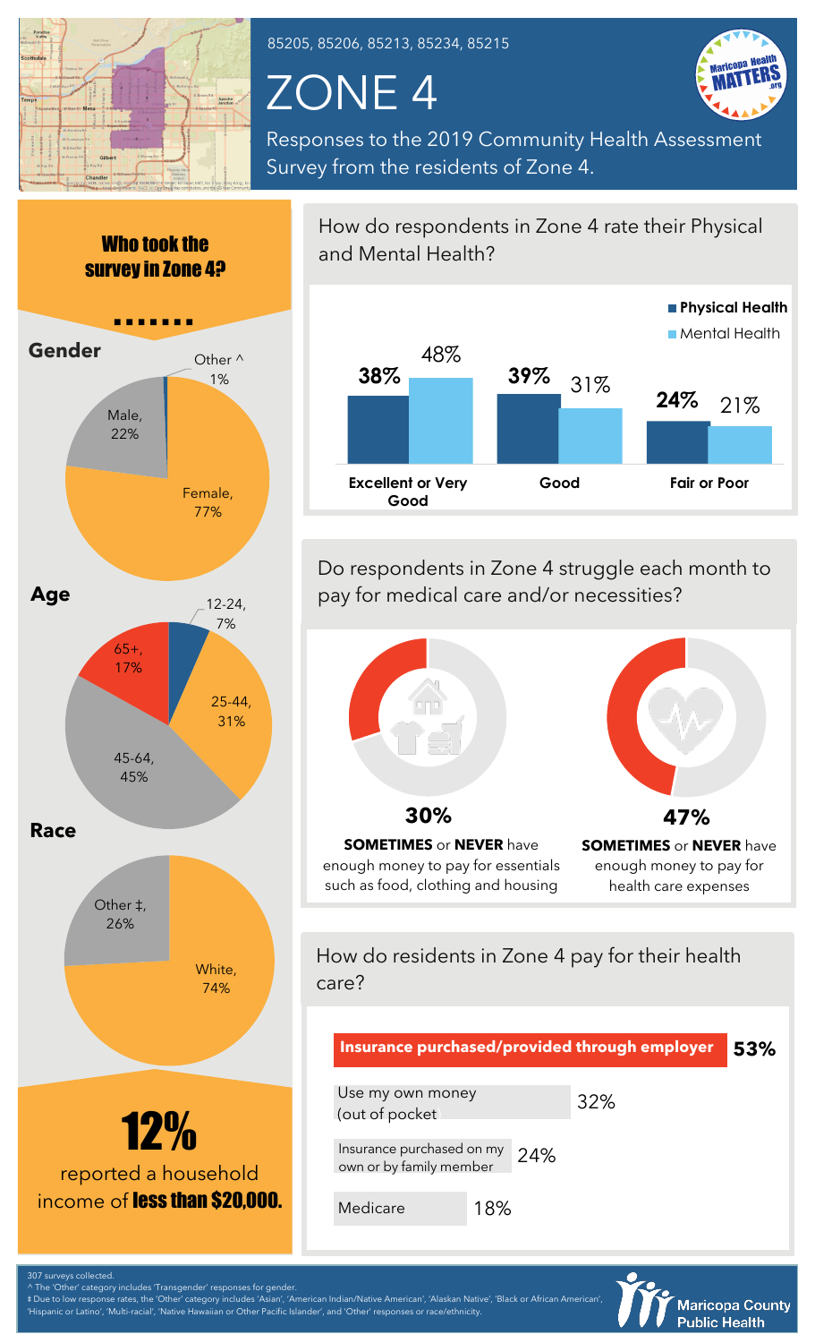85205, 85206, 85213, 85234, 85215

# ZONE 4

Maricopa Health MATTERS .org

Responses to the 2019 Community Health Assessment Survey from the residents of Zone 4.

## Who took the survey in Zone 4?

### Gender

Other ^ 1%

Male, 22%

Female, 77%

### Age

12-24, 7%

25-44, 31%

45-64, 45%

65+, 17%

### Race

Other ‡, 26%

White, 74%

# 12%

reported a household income of **less than $20,000.**

## How do respondents in Zone 4 rate their Physical and Mental Health?

Physical Health

Mental Health

Excellent or Very Good: **38%** 48%

Good: **39%** 31%

Fair or Poor: **24%** 21%

## Do respondents in Zone 4 struggle each month to pay for medical care and/or necessities?

**30%**

**SOMETIMES** or **NEVER** have enough money to pay for essentials such as food, clothing and housing

**47%**

**SOMETIMES** or **NEVER** have enough money to pay for health care expenses

## How do residents in Zone 4 pay for their health care?

**Insurance purchased/provided through employer** **53%**

Use my own money (out of pocket) 32%

Insurance purchased on my own or by family member 24%

Medicare 18%

307 surveys collected.

^ The 'Other' category includes 'Transgender' responses for gender.

‡ Due to low response rates, the 'Other' category includes 'Asian', 'American Indian/Native American', 'Alaskan Native', 'Black or African American', 'Hispanic or Latino', 'Multi-racial', 'Native Hawaiian or Other Pacific Islander', and 'Other' responses or race/ethnicity.

Maricopa County Public Health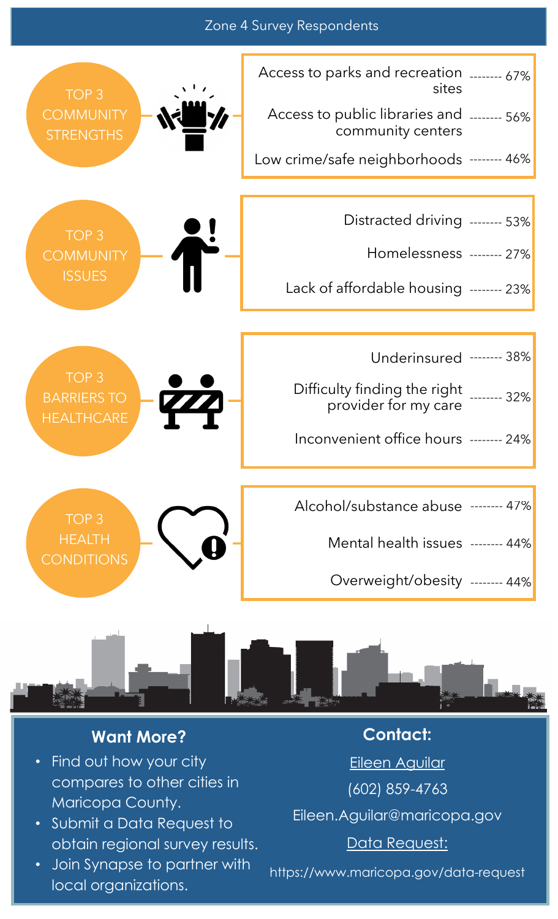## Zone 4 Survey Respondents

### TOP 3 COMMUNITY STRENGTHS

- Access to parks and recreation sites -------- 67%
- Access to public libraries and community centers -------- 56%
- Low crime/safe neighborhoods -------- 46%

### TOP 3 COMMUNITY ISSUES

- Distracted driving -------- 53%
- Homelessness -------- 27%
- Lack of affordable housing -------- 23%

### TOP 3 BARRIERS TO HEALTHCARE

- Underinsured -------- 38%
- Difficulty finding the right provider for my care -------- 32%
- Inconvenient office hours -------- 24%

### TOP 3 HEALTH CONDITIONS

- Alcohol/substance abuse -------- 47%
- Mental health issues -------- 44%
- Overweight/obesity -------- 44%

## Want More?

- Find out how your city compares to other cities in Maricopa County.
- Submit a Data Request to obtain regional survey results.
- Join Synapse to partner with local organizations.

## Contact:

Eileen Aguilar

(602) 859-4763

Eileen.Aguilar@maricopa.gov

Data Request:

https://www.maricopa.gov/data-request